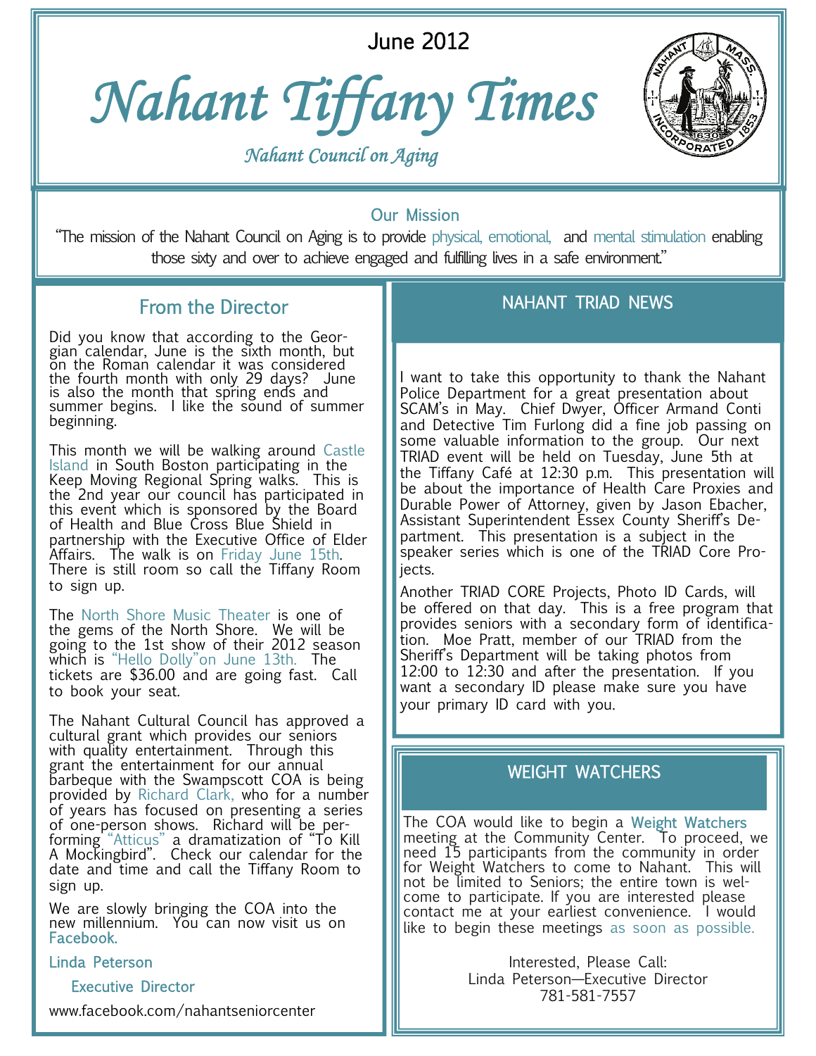June 2012

# Nahant Tiffany Times

*Nahant Council on Aging*

## Our Mission

"The mission of the Nahant Council on Aging is to provide physical, emotional, and mental stimulation enabling those sixty and over to achieve engaged and fulfilling lives in a safe environment."

## From the Director

Did you know that according to the Georgian calendar, June is the sixth month, but on the Roman calendar it was considered the fourth month with only 29 days? June is also the month that spring ends and summer begins. I like the sound of summer beginning.

This month we will be walking around Castle Island in South Boston participating in the Keep Moving Regional Spring walks. This is the 2nd year our council has participated in this event which is sponsored by the Board of Health and Blue Cross Blue Shield in partnership with the Executive Office of Elder Affairs. The walk is on Friday June 15th. There is still room so call the Tiffany Room to sign up.

The North Shore Music Theater is one of the gems of the North Shore. We will be going to the 1st show of their 2012 season which is "Hello Dolly"on June 13th. The tickets are $36.00 and are going fast. Call to book your seat.

The Nahant Cultural Council has approved a cultural grant which provides our seniors with quality entertainment. Through this grant the entertainment for our annual barbeque with the Swampscott COA is being provided by Richard Clark, who for a number of years has focused on presenting a series of one-person shows. Richard will be performing "Atticus" a dramatization of "To Kill A Mockingbird". Check our calendar for the date and time and call the Tiffany Room to sign up.

We are slowly bringing the COA into the new millennium. You can now visit us on **Facebook.**

**Linda Peterson**

**Executive Director**

www.facebook.com/nahantseniorcenter

## NAHANT TRIAD NEWS

I want to take this opportunity to thank the Nahant Police Department for a great presentation about SCAM's in May. Chief Dwyer, Officer Armand Conti and Detective Tim Furlong did a fine job passing on some valuable information to the group. Our next TRIAD event will be held on Tuesday, June 5th at the Tiffany Café at 12:30 p.m. This presentation will be about the importance of Health Care Proxies and Durable Power of Attorney, given by Jason Ebacher, Assistant Superintendent Essex County Sheriff's Department. This presentation is a subject in the speaker series which is one of the TRIAD Core Projects.

Another TRIAD CORE Projects, Photo ID Cards, will be offered on that day. This is a free program that provides seniors with a secondary form of identification. Moe Pratt, member of our TRIAD from the Sheriff's Department will be taking photos from 12:00 to 12:30 and after the presentation. If you want a secondary ID please make sure you have your primary ID card with you.

## WEIGHT WATCHERS

The COA would like to begin a **Weight Watchers** meeting at the Community Center. To proceed, we need 15 participants from the community in order for Weight Watchers to come to Nahant. This will not be limited to Seniors; the entire town is welcome to participate. If you are interested please contact me at your earliest convenience. I would like to begin these meetings as soon as possible.

Interested, Please Call:
Linda Peterson—Executive Director
781-581-7557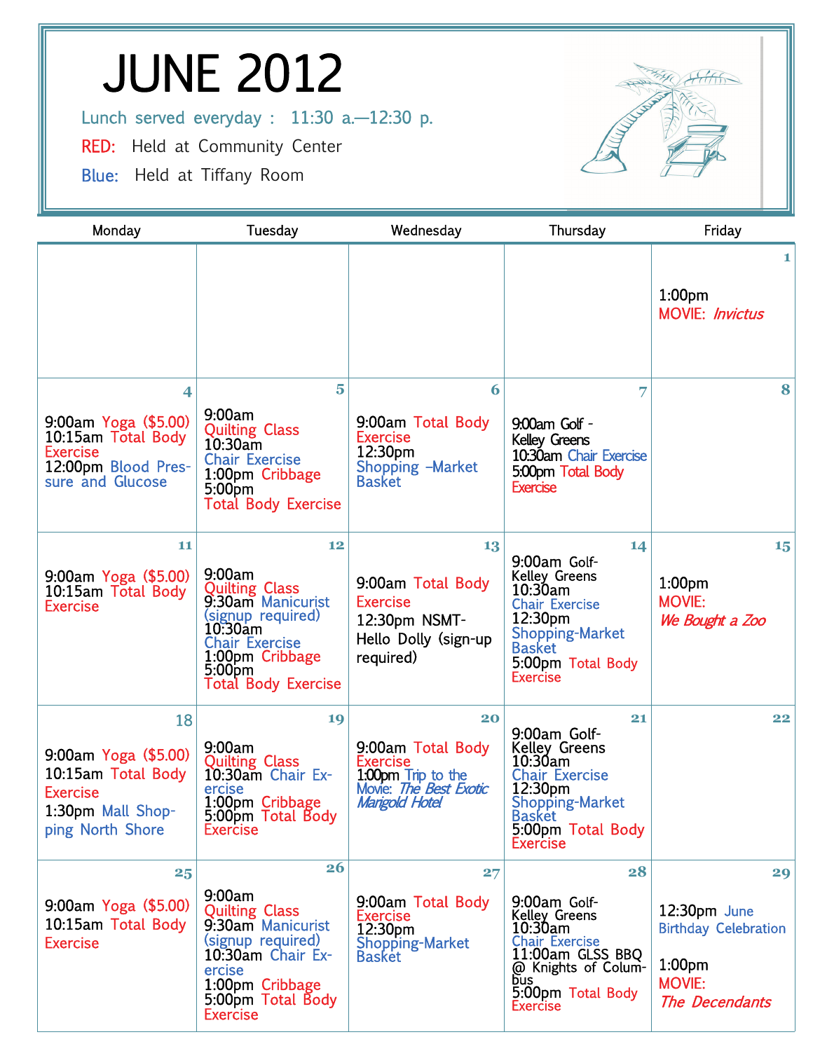# JUNE 2012

Lunch served everyday : 11:30 a.—12:30 p.

RED: Held at Community Center

Blue: Held at Tiffany Room

| Monday | Tuesday | Wednesday | Thursday | Friday |
|---|---|---|---|---|
| | | | | **1**<br>1:00pm<br>MOVIE: *Invictus* |
| **4**<br>9:00am Yoga ($5.00)<br>10:15am Total Body Exercise<br>12:00pm Blood Pressure and Glucose | **5**<br>9:00am<br>Quilting Class<br>10:30am<br>Chair Exercise<br>1:00pm Cribbage<br>5:00pm<br>Total Body Exercise | **6**<br>9:00am Total Body Exercise<br>12:30pm<br>Shopping –Market Basket | **7**<br>9:00am Golf - Kelley Greens<br>10:30am Chair Exercise<br>5:00pm Total Body Exercise | **8** |
| **11**<br>9:00am Yoga ($5.00)<br>10:15am Total Body Exercise | **12**<br>9:00am<br>Quilting Class<br>9:30am Manicurist (signup required)<br>10:30am<br>Chair Exercise<br>1:00pm Cribbage<br>5:00pm<br>Total Body Exercise | **13**<br>9:00am Total Body Exercise<br>12:30pm NSMT-Hello Dolly (sign-up required) | **14**<br>9:00am Golf-Kelley Greens<br>10:30am<br>Chair Exercise<br>12:30pm<br>Shopping-Market Basket<br>5:00pm Total Body Exercise | **15**<br>1:00pm<br>MOVIE:<br>*We Bought a Zoo* |
| **18**<br>9:00am Yoga ($5.00)<br>10:15am Total Body Exercise<br>1:30pm Mall Shopping North Shore | **19**<br>9:00am<br>Quilting Class<br>10:30am Chair Exercise<br>1:00pm Cribbage<br>5:00pm Total Body Exercise | **20**<br>9:00am Total Body Exercise<br>1:00pm Trip to the Movie: *The Best Exotic Marigold Hotel* | **21**<br>9:00am Golf-Kelley Greens<br>10:30am<br>Chair Exercise<br>12:30pm<br>Shopping-Market Basket<br>5:00pm Total Body Exercise | **22** |
| **25**<br>9:00am Yoga ($5.00)<br>10:15am Total Body Exercise | **26**<br>9:00am<br>Quilting Class<br>9:30am Manicurist (signup required)<br>10:30am Chair Exercise<br>1:00pm Cribbage<br>5:00pm Total Body Exercise | **27**<br>9:00am Total Body Exercise<br>12:30pm<br>Shopping-Market Basket | **28**<br>9:00am Golf-Kelley Greens<br>10:30am<br>Chair Exercise<br>11:00am GLSS BBQ @ Knights of Columbus<br>5:00pm Total Body Exercise | **29**<br>12:30pm June Birthday Celebration<br>1:00pm<br>MOVIE:<br>*The Decendants* |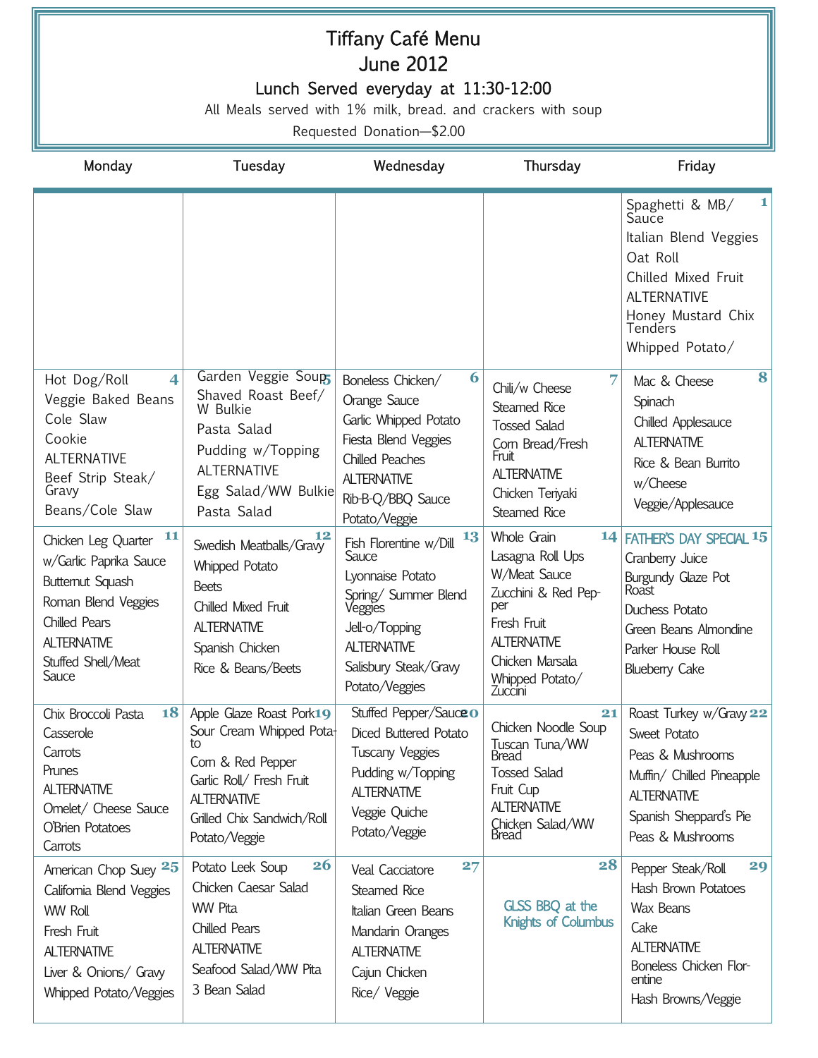# Tiffany Café Menu

## June 2012

### Lunch Served everyday at 11:30-12:00

All Meals served with 1% milk, bread. and crackers with soup

Requested Donation—$2.00

| Monday | Tuesday | Wednesday | Thursday | Friday |
|---|---|---|---|---|
| | | | | **1** Spaghetti & MB/ Sauce<br>Italian Blend Veggies<br>Oat Roll<br>Chilled Mixed Fruit<br>ALTERNATIVE<br>Honey Mustard Chix Tenders<br>Whipped Potato/ |
| **4** Hot Dog/Roll<br>Veggie Baked Beans<br>Cole Slaw<br>Cookie<br>ALTERNATIVE<br>Beef Strip Steak/ Gravy<br>Beans/Cole Slaw | **5** Garden Veggie Soup<br>Shaved Roast Beef/ W Bulkie<br>Pasta Salad<br>Pudding w/Topping<br>ALTERNATIVE<br>Egg Salad/WW Bulkie<br>Pasta Salad | **6** Boneless Chicken/<br>Orange Sauce<br>Garlic Whipped Potato<br>Fiesta Blend Veggies<br>Chilled Peaches<br>ALTERNATIVE<br>Rib-B-Q/BBQ Sauce<br>Potato/Veggie | **7** Chili/w Cheese<br>Steamed Rice<br>Tossed Salad<br>Corn Bread/Fresh Fruit<br>ALTERNATIVE<br>Chicken Teriyaki<br>Steamed Rice | **8** Mac & Cheese<br>Spinach<br>Chilled Applesauce<br>ALTERNATIVE<br>Rice & Bean Burrito<br>w/Cheese<br>Veggie/Applesauce |
| **11** Chicken Leg Quarter<br>w/Garlic Paprika Sauce<br>Butternut Squash<br>Roman Blend Veggies<br>Chilled Pears<br>ALTERNATIVE<br>Stuffed Shell/Meat Sauce | **12** Swedish Meatballs/Gravy<br>Whipped Potato<br>Beets<br>Chilled Mixed Fruit<br>ALTERNATIVE<br>Spanish Chicken<br>Rice & Beans/Beets | **13** Fish Florentine w/Dill Sauce<br>Lyonnaise Potato<br>Spring/ Summer Blend Veggies<br>Jell-o/Topping<br>ALTERNATIVE<br>Salisbury Steak/Gravy<br>Potato/Veggies | **14** Whole Grain<br>Lasagna Roll Ups<br>W/Meat Sauce<br>Zucchini & Red Pepper<br>Fresh Fruit<br>ALTERNATIVE<br>Chicken Marsala<br>Whipped Potato/ Zuccini | **15** FATHER'S DAY SPECIAL<br>Cranberry Juice<br>Burgundy Glaze Pot Roast<br>Duchess Potato<br>Green Beans Almondine<br>Parker House Roll<br>Blueberry Cake |
| **18** Chix Broccoli Pasta<br>Casserole<br>Carrots<br>Prunes<br>ALTERNATIVE<br>Omelet/ Cheese Sauce<br>O'Brien Potatoes<br>Carrots | **19** Apple Glaze Roast Pork<br>Sour Cream Whipped Potato<br>Corn & Red Pepper<br>Garlic Roll/ Fresh Fruit<br>ALTERNATIVE<br>Grilled Chix Sandwich/Roll<br>Potato/Veggie | **20** Stuffed Pepper/Sauce<br>Diced Buttered Potato<br>Tuscany Veggies<br>Pudding w/Topping<br>ALTERNATIVE<br>Veggie Quiche<br>Potato/Veggie | **21** Chicken Noodle Soup<br>Tuscan Tuna/WW Bread<br>Tossed Salad<br>Fruit Cup<br>ALTERNATIVE<br>Chicken Salad/WW Bread | **22** Roast Turkey w/Gravy<br>Sweet Potato<br>Peas & Mushrooms<br>Muffin/ Chilled Pineapple<br>ALTERNATIVE<br>Spanish Sheppard's Pie<br>Peas & Mushrooms |
| **25** American Chop Suey<br>California Blend Veggies<br>WW Roll<br>Fresh Fruit<br>ALTERNATIVE<br>Liver & Onions/ Gravy<br>Whipped Potato/Veggies | **26** Potato Leek Soup<br>Chicken Caesar Salad<br>WW Pita<br>Chilled Pears<br>ALTERNATIVE<br>Seafood Salad/WW Pita<br>3 Bean Salad | **27** Veal Cacciatore<br>Steamed Rice<br>Italian Green Beans<br>Mandarin Oranges<br>ALTERNATIVE<br>Cajun Chicken<br>Rice/ Veggie | **28** GLSS BBQ at the Knights of Columbus | **29** Pepper Steak/Roll<br>Hash Brown Potatoes<br>Wax Beans<br>Cake<br>ALTERNATIVE<br>Boneless Chicken Florentine<br>Hash Browns/Veggie |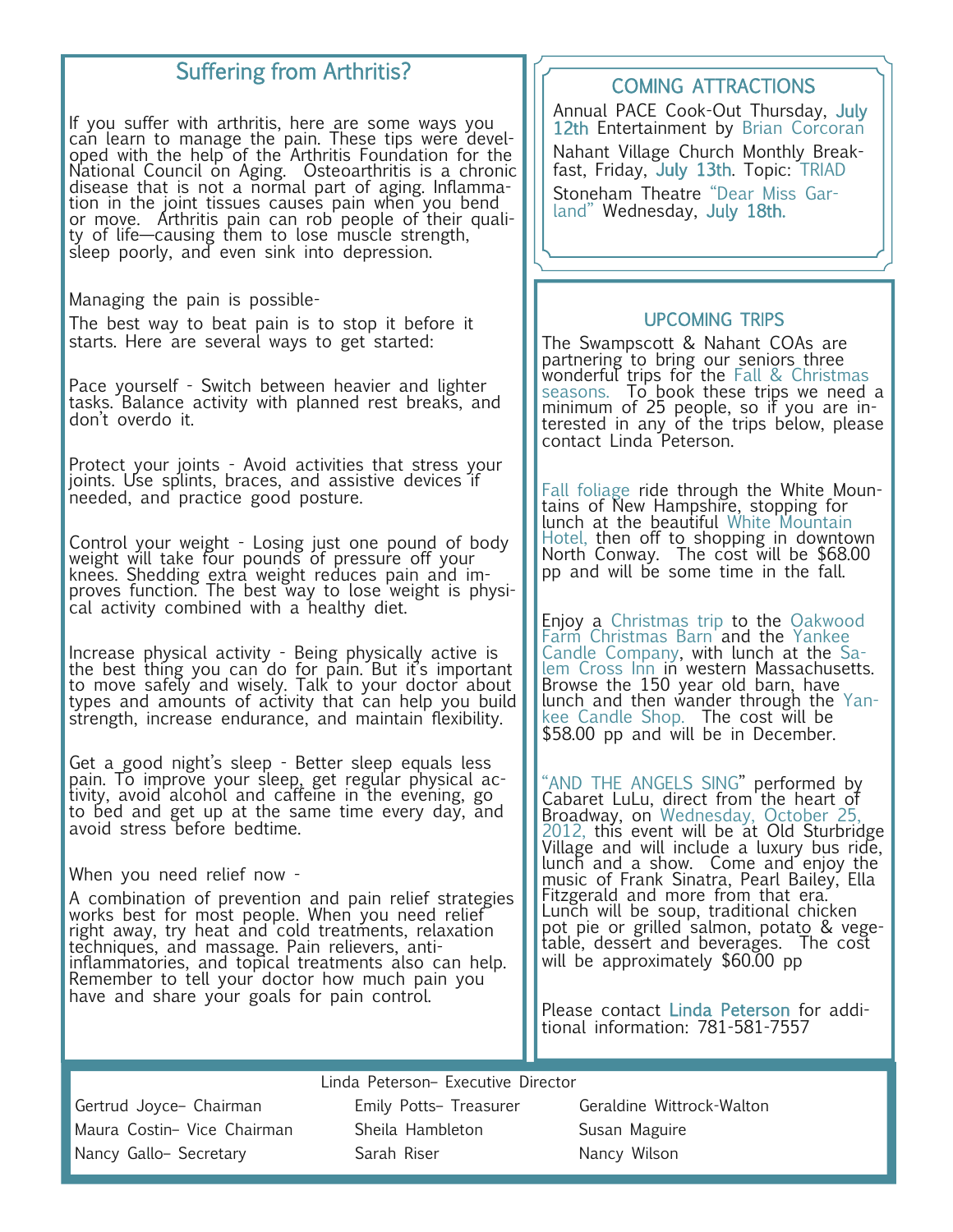## Suffering from Arthritis?

If you suffer with arthritis, here are some ways you can learn to manage the pain. These tips were developed with the help of the Arthritis Foundation for the National Council on Aging. Osteoarthritis is a chronic disease that is not a normal part of aging. Inflammation in the joint tissues causes pain when you bend or move. Arthritis pain can rob people of their quality of life—causing them to lose muscle strength, sleep poorly, and even sink into depression.

Managing the pain is possible-

The best way to beat pain is to stop it before it starts. Here are several ways to get started:

Pace yourself - Switch between heavier and lighter tasks. Balance activity with planned rest breaks, and don't overdo it.

Protect your joints - Avoid activities that stress your joints. Use splints, braces, and assistive devices if needed, and practice good posture.

Control your weight - Losing just one pound of body weight will take four pounds of pressure off your knees. Shedding extra weight reduces pain and improves function. The best way to lose weight is physical activity combined with a healthy diet.

Increase physical activity - Being physically active is the best thing you can do for pain. But it's important to move safely and wisely. Talk to your doctor about types and amounts of activity that can help you build strength, increase endurance, and maintain flexibility.

Get a good night's sleep - Better sleep equals less pain. To improve your sleep, get regular physical activity, avoid alcohol and caffeine in the evening, go to bed and get up at the same time every day, and avoid stress before bedtime.

When you need relief now -

A combination of prevention and pain relief strategies works best for most people. When you need relief right away, try heat and cold treatments, relaxation techniques, and massage. Pain relievers, anti-inflammatories, and topical treatments also can help. Remember to tell your doctor how much pain you have and share your goals for pain control.

## COMING ATTRACTIONS

Annual PACE Cook-Out Thursday, July 12th Entertainment by Brian Corcoran

Nahant Village Church Monthly Breakfast, Friday, July 13th. Topic: TRIAD

Stoneham Theatre "Dear Miss Garland" Wednesday, July 18th.

## UPCOMING TRIPS

The Swampscott & Nahant COAs are partnering to bring our seniors three wonderful trips for the Fall & Christmas seasons. To book these trips we need a minimum of 25 people, so if you are interested in any of the trips below, please contact Linda Peterson.

Fall foliage ride through the White Mountains of New Hampshire, stopping for lunch at the beautiful White Mountain Hotel, then off to shopping in downtown North Conway. The cost will be $68.00 pp and will be some time in the fall.

Enjoy a Christmas trip to the Oakwood Farm Christmas Barn and the Yankee Candle Company, with lunch at the Salem Cross Inn in western Massachusetts. Browse the 150 year old barn, have lunch and then wander through the Yankee Candle Shop. The cost will be $58.00 pp and will be in December.

"AND THE ANGELS SING" performed by Cabaret LuLu, direct from the heart of Broadway, on Wednesday, October 25, 2012, this event will be at Old Sturbridge Village and will include a luxury bus ride, lunch and a show. Come and enjoy the music of Frank Sinatra, Pearl Bailey, Ella Fitzgerald and more from that era. Lunch will be soup, traditional chicken pot pie or grilled salmon, potato & vegetable, dessert and beverages. The cost will be approximately $60.00 pp

Please contact Linda Peterson for additional information: 781-581-7557

Linda Peterson– Executive Director

Gertrud Joyce– Chairman
Maura Costin– Vice Chairman
Nancy Gallo– Secretary
Emily Potts– Treasurer
Sheila Hambleton
Sarah Riser
Geraldine Wittrock-Walton
Susan Maguire
Nancy Wilson